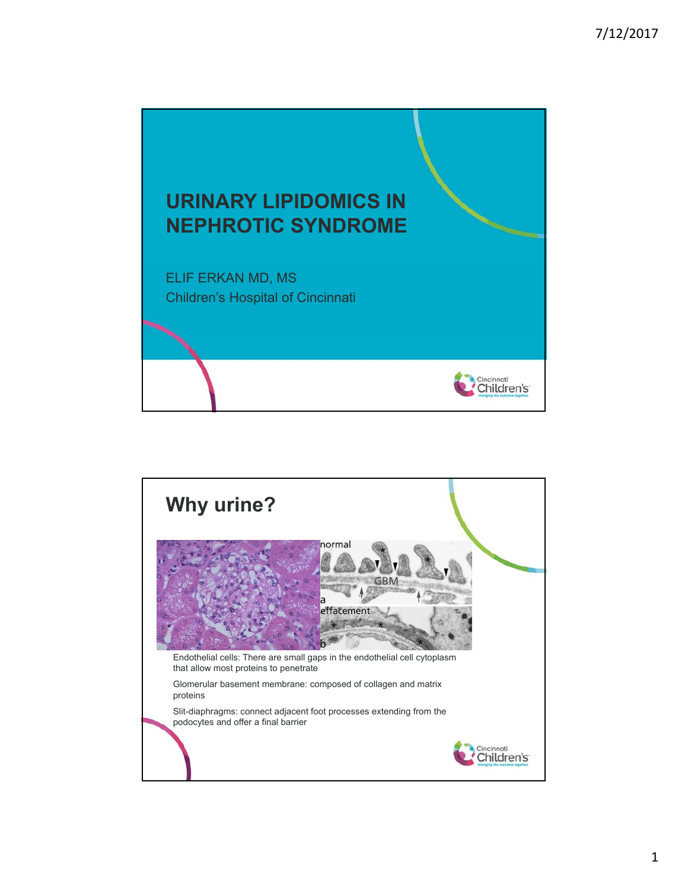# URINARY LIPIDOMICS IN NEPHROTIC SYNDROME

ELIF ERKAN MD, MS

Children's Hospital of Cincinnati

## Why urine?

normal

GBM

a

effacement

b

Endothelial cells: There are small gaps in the endothelial cell cytoplasm that allow most proteins to penetrate

Glomerular basement membrane: composed of collagen and matrix proteins

Slit-diaphragms: connect adjacent foot processes extending from the podocytes and offer a final barrier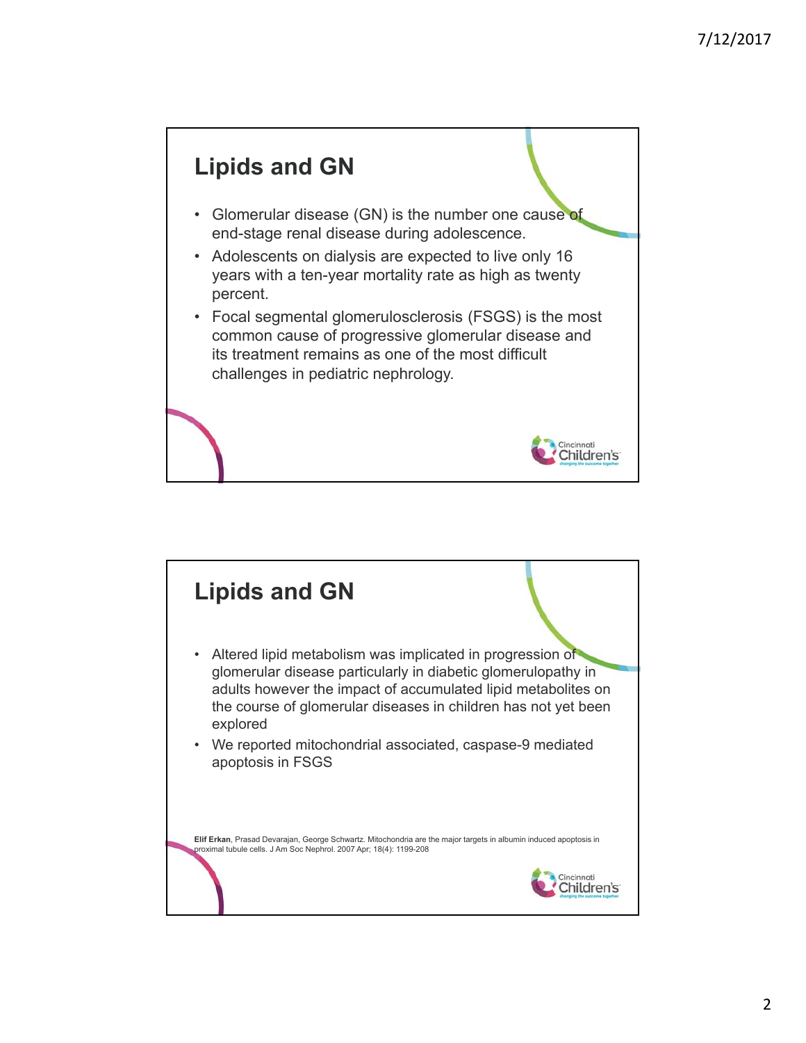## Lipids and GN

- Glomerular disease (GN) is the number one cause of end-stage renal disease during adolescence.
- Adolescents on dialysis are expected to live only 16 years with a ten-year mortality rate as high as twenty percent.
- Focal segmental glomerulosclerosis (FSGS) is the most common cause of progressive glomerular disease and its treatment remains as one of the most difficult challenges in pediatric nephrology.

## Lipids and GN

- Altered lipid metabolism was implicated in progression of glomerular disease particularly in diabetic glomerulopathy in adults however the impact of accumulated lipid metabolites on the course of glomerular diseases in children has not yet been explored
- We reported mitochondrial associated, caspase-9 mediated apoptosis in FSGS

**Elif Erkan**, Prasad Devarajan, George Schwartz. Mitochondria are the major targets in albumin induced apoptosis in proximal tubule cells. J Am Soc Nephrol. 2007 Apr; 18(4): 1199-208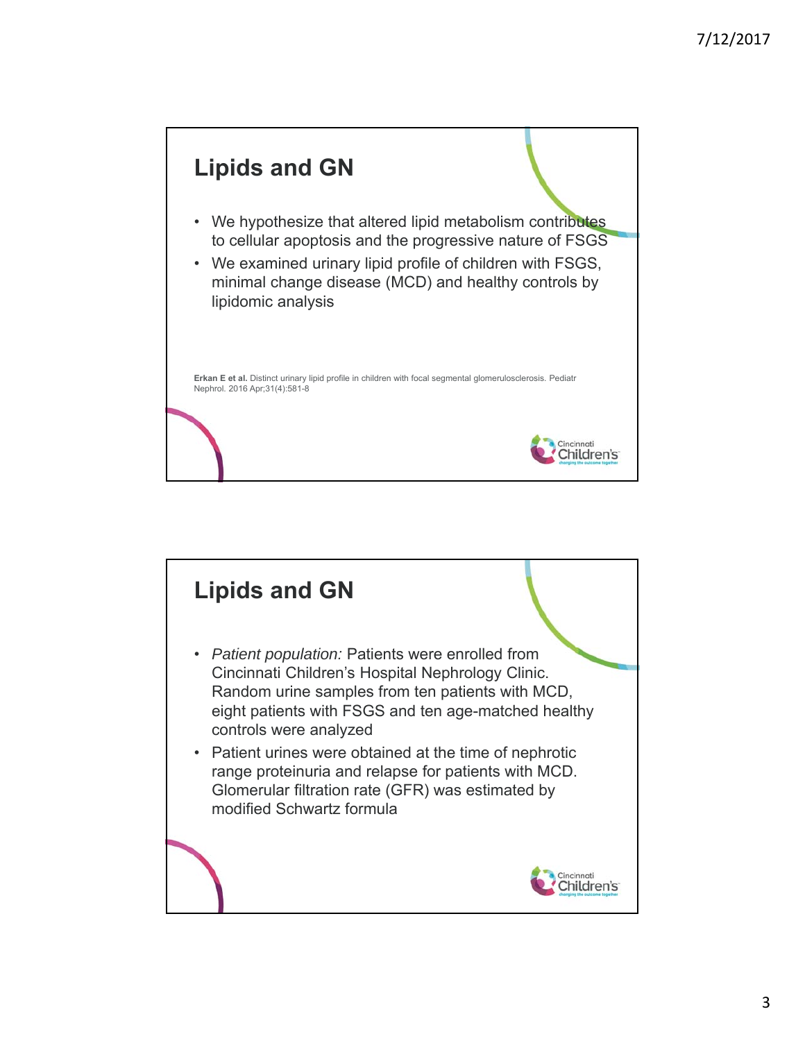## Lipids and GN

- We hypothesize that altered lipid metabolism contributes to cellular apoptosis and the progressive nature of FSGS
- We examined urinary lipid profile of children with FSGS, minimal change disease (MCD) and healthy controls by lipidomic analysis

**Erkan E et al.** Distinct urinary lipid profile in children with focal segmental glomerulosclerosis. Pediatr Nephrol. 2016 Apr;31(4):581-8

## Lipids and GN

- *Patient population:* Patients were enrolled from Cincinnati Children's Hospital Nephrology Clinic. Random urine samples from ten patients with MCD, eight patients with FSGS and ten age-matched healthy controls were analyzed
- Patient urines were obtained at the time of nephrotic range proteinuria and relapse for patients with MCD. Glomerular filtration rate (GFR) was estimated by modified Schwartz formula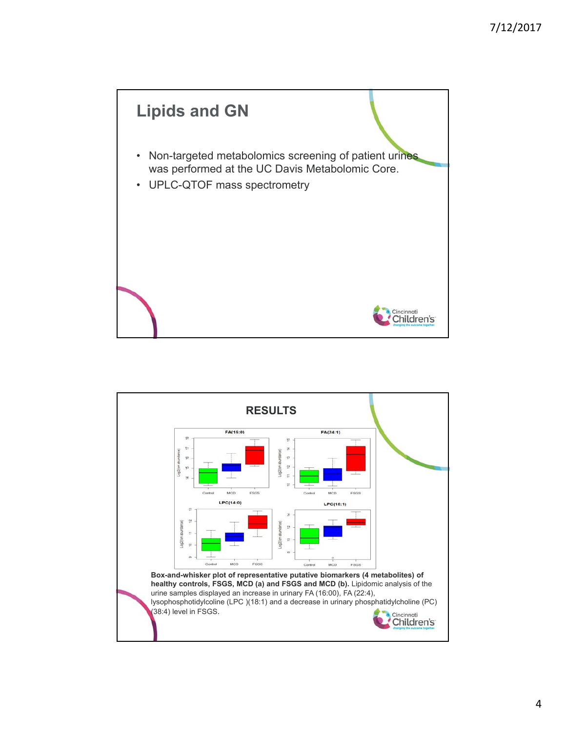## Lipids and GN

- Non-targeted metabolomics screening of patient urines was performed at the UC Davis Metabolomic Core.
- UPLC-QTOF mass spectrometry

## RESULTS

FA(16:0)

FA(24:1)

LPC(14:0)

LPC(16:1)

Log2(ion abundance)

Control MCD FSGS

**Box-and-whisker plot of representative putative biomarkers (4 metabolites) of healthy controls, FSGS, MCD (a) and FSGS and MCD (b).** Lipidomic analysis of the urine samples displayed an increase in urinary FA (16:00), FA (22:4), lysophosphotidylcoline (LPC )(18:1) and a decrease in urinary phosphatidylcholine (PC) (38:4) level in FSGS.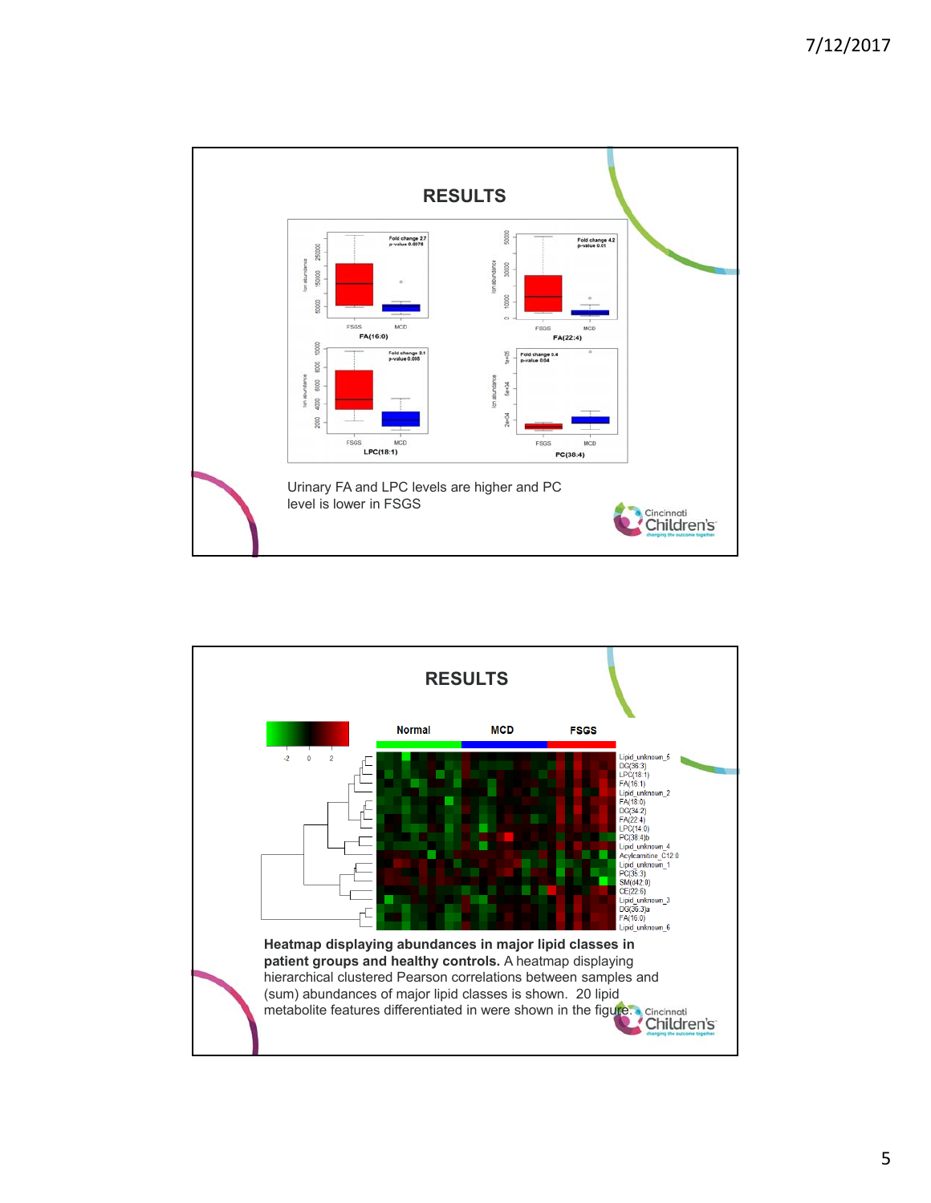## RESULTS

Fold change 2.7
p-value 0.0078

Ion abundance

250000
150000
50000

FSGS MCD

FA(16:0)

Fold change 4.2
p-value 0.01

Ion abundance

50000
30000
10000
0

FSGS MCD

FA(22:4)

Fold change 2.1
p-value 0.005

Ion abundance

10000
8000
6000
4000
2000

FSGS MCD

LPC(18:1)

Fold change 0.4
p-value 0.04

Ion abundance

1e+05
6e+04
2e+04

FSGS MCD

PC(38:4)

Urinary FA and LPC levels are higher and PC level is lower in FSGS

## RESULTS

-2 0 2

Normal MCD FSGS

Lipid_unknown_5
DG(36:3)
LPC(18:1)
FA(16:1)
Lipid_unknown_2
FA(18:0)
DG(34:2)
FA(22:4)
LPC(14:0)
PC(38:4)b
Lipid_unknown_4
Acylcarnitine_C12:0
Lipid_unknown_1
PC(35:3)
SM(d42:0)
CE(22:6)
Lipid_unknown_3
DG(36:3)a
FA(16:0)
Lipid_unknown_6

**Heatmap displaying abundances in major lipid classes in patient groups and healthy controls.** A heatmap displaying hierarchical clustered Pearson correlations between samples and (sum) abundances of major lipid classes is shown. 20 lipid metabolite features differentiated in were shown in the figure.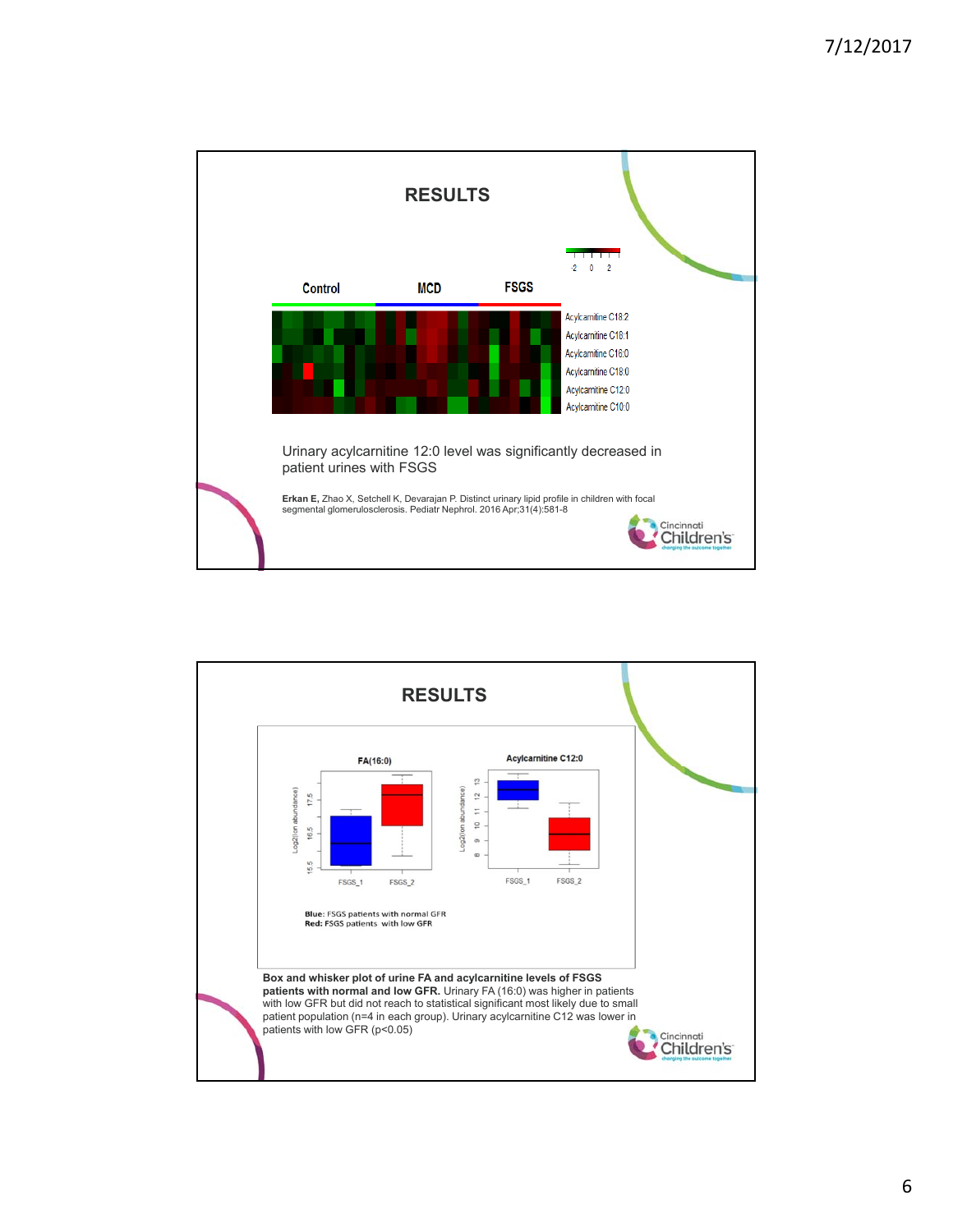## RESULTS

-2 0 2

Control MCD FSGS

Acylcarnitine C18:2
Acylcarnitine C18:1
Acylcarnitine C16:0
Acylcarnitine C18:0
Acylcarnitine C12:0
Acylcarnitine C10:0

Urinary acylcarnitine 12:0 level was significantly decreased in patient urines with FSGS

**Erkan E,** Zhao X, Setchell K, Devarajan P. Distinct urinary lipid profile in children with focal segmental glomerulosclerosis. Pediatr Nephrol. 2016 Apr;31(4):581-8

Cincinnati Children's
changing the outcome together

## RESULTS

FA(16:0)

Log2(ion abundance)

15.5 16.5 17.5

FSGS_1 FSGS_2

Acylcarnitine C12:0

Log2(ion abundance)

8 9 10 11 12 13

FSGS_1 FSGS_2

**Blue:** FSGS patients with normal GFR
**Red:** FSGS patients with low GFR

**Box and whisker plot of urine FA and acylcarnitine levels of FSGS patients with normal and low GFR.** Urinary FA (16:0) was higher in patients with low GFR but did not reach to statistical significant most likely due to small patient population (n=4 in each group). Urinary acylcarnitine C12 was lower in patients with low GFR ($p<0.05$)

Cincinnati Children's
changing the outcome together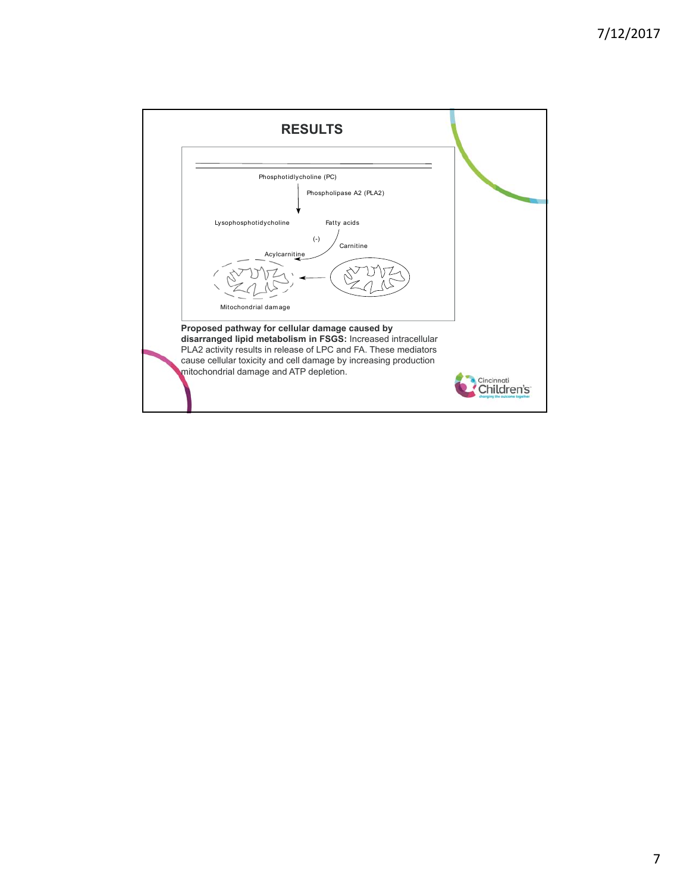# RESULTS

Phosphotidlycholine (PC)

Phospholipase A2 (PLA2)

Lysophosphotidycholine

Fatty acids

(-)

Carnitine

Acylcarnitine

Mitochondrial damage

**Proposed pathway for cellular damage caused by disarranged lipid metabolism in FSGS:** Increased intracellular PLA2 activity results in release of LPC and FA. These mediators cause cellular toxicity and cell damage by increasing production mitochondrial damage and ATP depletion.